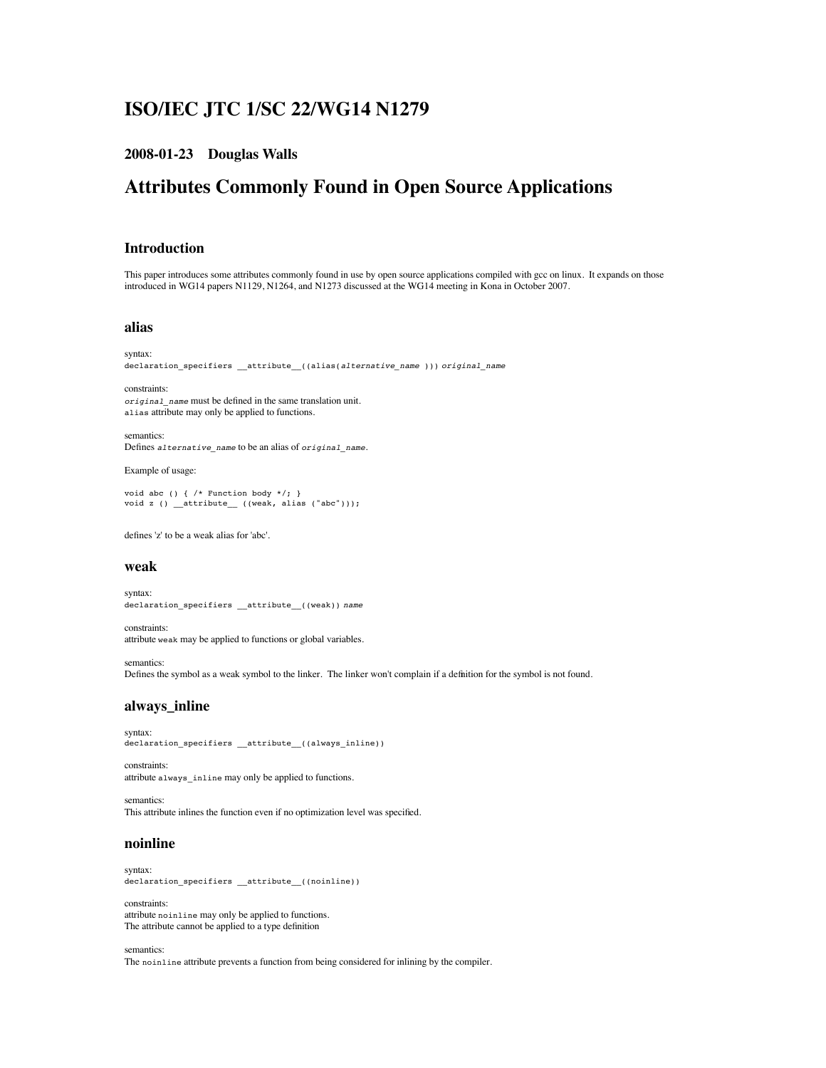# ISO/IEC JTC 1/SC 22/WG14 N1279

### 2008-01-23 Douglas Walls

## Attributes Commonly Found in Open Source Applications

### Introduction

This paper introduces some attributes commonly found in use by open source applications compiled with gcc on linux. It expands on those introduced in WG14 papers N1129, N1264, and N1273 discussed at the WG14 meeting in Kona in October 2007.

### alias

syntax:
`declaration_specifiers __attribute__((alias(`*`alternative_name`*` ))) `*`original_name`*

constraints:
*`original_name`* must be defined in the same translation unit.
`alias` attribute may only be applied to functions.

semantics:
Defines *`alternative_name`* to be an alias of *`original_name`*.

Example of usage:

```
void abc () { /* Function body */; }
void z () __attribute__ ((weak, alias ("abc")));
```

defines 'z' to be a weak alias for 'abc'.

### weak

syntax:
`declaration_specifiers __attribute__((weak)) `*`name`*

constraints:
attribute `weak` may be applied to functions or global variables.

semantics:
Defines the symbol as a weak symbol to the linker. The linker won't complain if a definition for the symbol is not found.

### always_inline

syntax:
`declaration_specifiers __attribute__((always_inline))`

constraints:
attribute `always_inline` may only be applied to functions.

semantics:
This attribute inlines the function even if no optimization level was specified.

### noinline

syntax:
`declaration_specifiers __attribute__((noinline))`

constraints:
attribute `noinline` may only be applied to functions.
The attribute cannot be applied to a type definition

semantics:
The `noinline` attribute prevents a function from being considered for inlining by the compiler.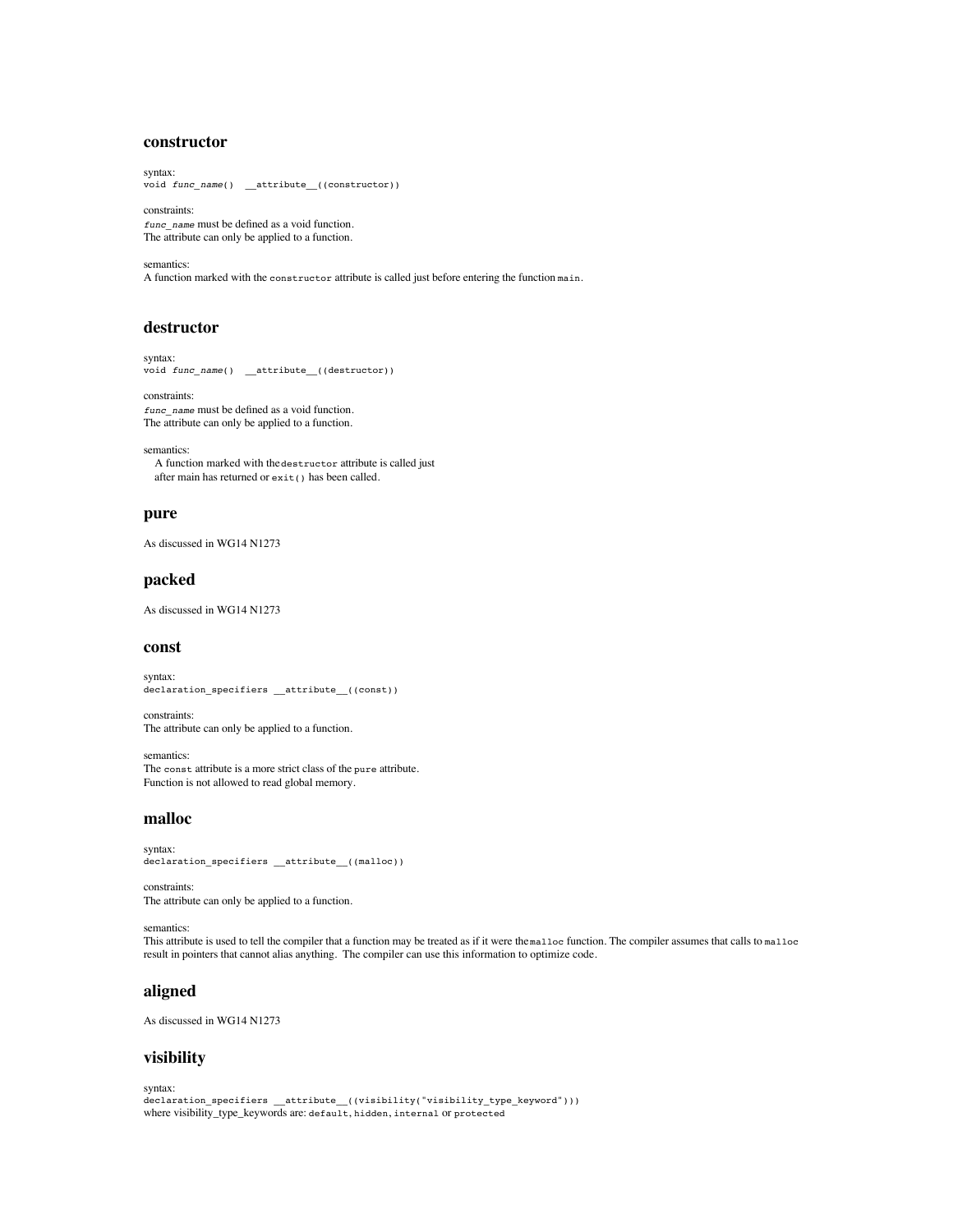### constructor

syntax:
`void func_name()  __attribute__((constructor))`

constraints:
`func_name` must be defined as a void function.
The attribute can only be applied to a function.

semantics:
A function marked with the `constructor` attribute is called just before entering the function `main`.

### destructor

syntax:
`void func_name()  __attribute__((destructor))`

constraints:
`func_name` must be defined as a void function.
The attribute can only be applied to a function.

semantics:
A function marked with the `destructor` attribute is called just after main has returned or `exit()` has been called.

### pure

As discussed in WG14 N1273

### packed

As discussed in WG14 N1273

### const

syntax:
`declaration_specifiers __attribute__((const))`

constraints:
The attribute can only be applied to a function.

semantics:
The `const` attribute is a more strict class of the `pure` attribute.
Function is not allowed to read global memory.

### malloc

syntax:
`declaration_specifiers __attribute__((malloc))`

constraints:
The attribute can only be applied to a function.

semantics:
This attribute is used to tell the compiler that a function may be treated as if it were the `malloc` function. The compiler assumes that calls to `malloc` result in pointers that cannot alias anything. The compiler can use this information to optimize code.

### aligned

As discussed in WG14 N1273

### visibility

syntax:
`declaration_specifiers __attribute__((visibility("visibility_type_keyword")))`
where visibility_type_keywords are: `default`, `hidden`, `internal` or `protected`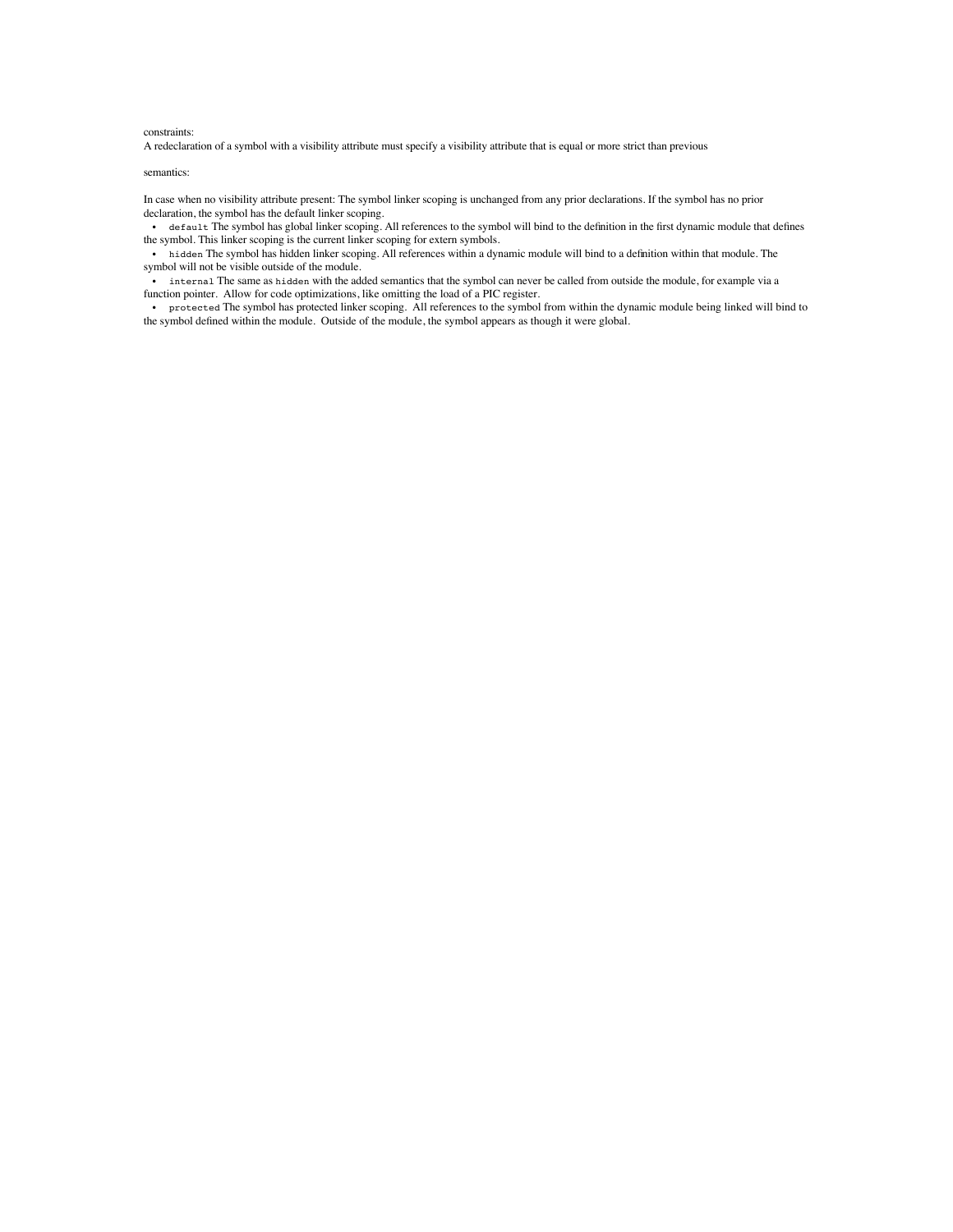constraints:
A redeclaration of a symbol with a visibility attribute must specify a visibility attribute that is equal or more strict than previous

semantics:

In case when no visibility attribute present: The symbol linker scoping is unchanged from any prior declarations. If the symbol has no prior declaration, the symbol has the default linker scoping.

- `default` The symbol has global linker scoping. All references to the symbol will bind to the definition in the first dynamic module that defines the symbol. This linker scoping is the current linker scoping for extern symbols.
- `hidden` The symbol has hidden linker scoping. All references within a dynamic module will bind to a definition within that module. The symbol will not be visible outside of the module.
- `internal` The same as `hidden` with the added semantics that the symbol can never be called from outside the module, for example via a function pointer. Allow for code optimizations, like omitting the load of a PIC register.
- `protected` The symbol has protected linker scoping. All references to the symbol from within the dynamic module being linked will bind to the symbol defined within the module. Outside of the module, the symbol appears as though it were global.